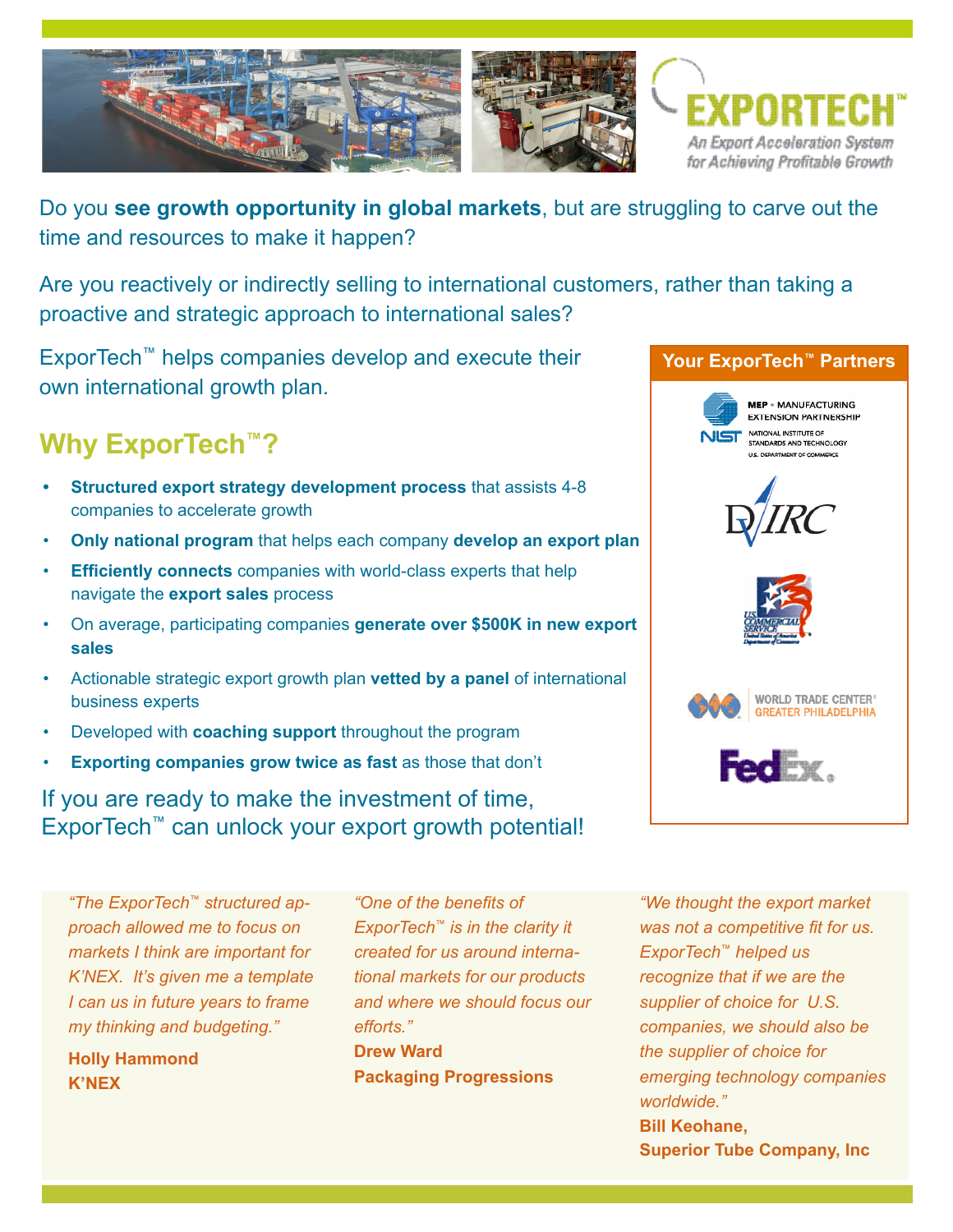# EXPORTECH™

*An Export Acceleration System for Achieving Profitable Growth*

Do you **see growth opportunity in global markets**, but are struggling to carve out the time and resources to make it happen?

Are you reactively or indirectly selling to international customers, rather than taking a proactive and strategic approach to international sales?

ExporTech™ helps companies develop and execute their own international growth plan.

## Why ExporTech™?

- **Structured export strategy development process** that assists 4-8 companies to accelerate growth
- **Only national program** that helps each company **develop an export plan**
- **Efficiently connects** companies with world-class experts that help navigate the **export sales** process
- On average, participating companies **generate over $500K in new export sales**
- Actionable strategic export growth plan **vetted by a panel** of international business experts
- Developed with **coaching support** throughout the program
- **Exporting companies grow twice as fast** as those that don't

If you are ready to make the investment of time, ExporTech™ can unlock your export growth potential!

### Your ExporTech™ Partners

- MEP • Manufacturing Extension Partnership — NIST National Institute of Standards and Technology, U.S. Department of Commerce
- DVIRC
- U.S. Commercial Service, United States of America Department of Commerce
- World Trade Center® Greater Philadelphia
- FedEx.

*"The ExporTech™ structured approach allowed me to focus on markets I think are important for K'NEX. It's given me a template I can us in future years to frame my thinking and budgeting."*

**Holly Hammond**
**K'NEX**

*"One of the benefits of ExporTech™ is in the clarity it created for us around international markets for our products and where we should focus our efforts."*

**Drew Ward**
**Packaging Progressions**

*"We thought the export market was not a competitive fit for us. ExporTech™ helped us recognize that if we are the supplier of choice for U.S. companies, we should also be the supplier of choice for emerging technology companies worldwide."*

**Bill Keohane,**
**Superior Tube Company, Inc**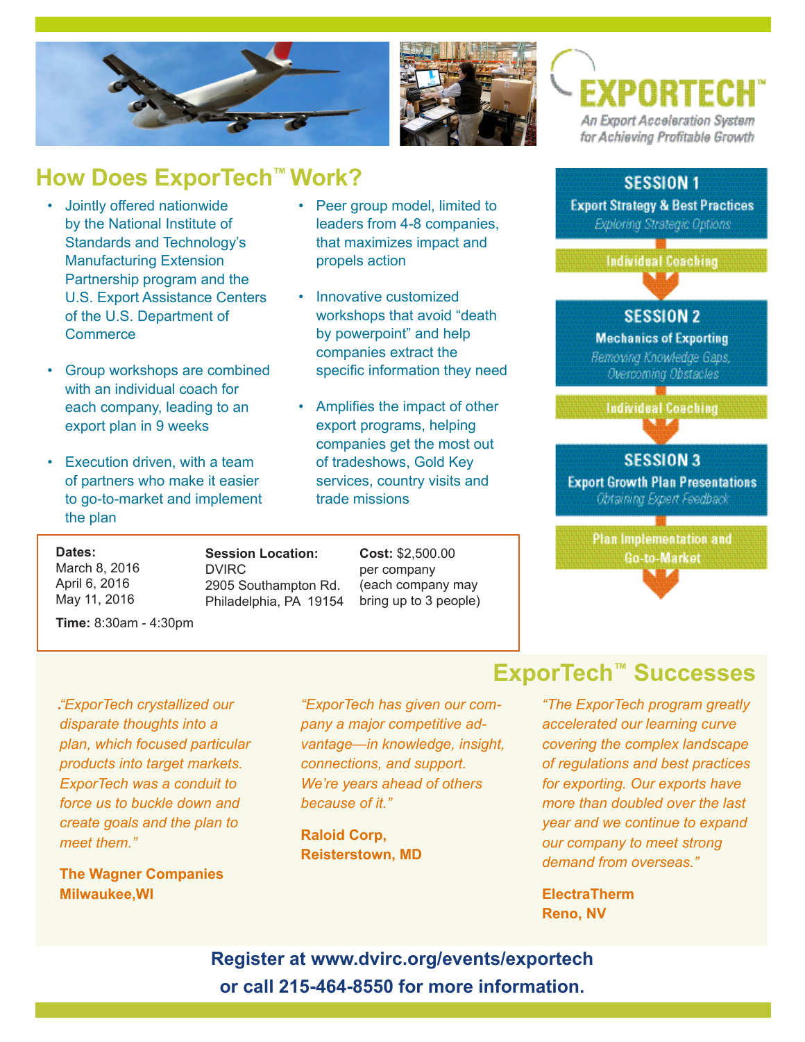# EXPORTECH™

*An Export Acceleration System for Achieving Profitable Growth*

## How Does ExporTech™ Work?

- Jointly offered nationwide by the National Institute of Standards and Technology's Manufacturing Extension Partnership program and the U.S. Export Assistance Centers of the U.S. Department of Commerce
- Group workshops are combined with an individual coach for each company, leading to an export plan in 9 weeks
- Execution driven, with a team of partners who make it easier to go-to-market and implement the plan
- Peer group model, limited to leaders from 4-8 companies, that maximizes impact and propels action
- Innovative customized workshops that avoid "death by powerpoint" and help companies extract the specific information they need
- Amplifies the impact of other export programs, helping companies get the most out of tradeshows, Gold Key services, country visits and trade missions

**SESSION 1**
**Export Strategy & Best Practices**
*Exploring Strategic Options*

Individual Coaching

**SESSION 2**
**Mechanics of Exporting**
*Removing Knowledge Gaps, Overcoming Obstacles*

Individual Coaching

**SESSION 3**
**Export Growth Plan Presentations**
*Obtaining Expert Feedback*

Plan Implementation and Go-to-Market

**Dates:**
March 8, 2016
April 6, 2016
May 11, 2016

**Time:** 8:30am - 4:30pm

**Session Location:**
DVIRC
2905 Southampton Rd.
Philadelphia, PA 19154

**Cost:** $2,500.00 per company (each company may bring up to 3 people)

## ExporTech™ Successes

*"ExporTech crystallized our disparate thoughts into a plan, which focused particular products into target markets. ExporTech was a conduit to force us to buckle down and create goals and the plan to meet them."*

**The Wagner Companies
Milwaukee,WI**

*"ExporTech has given our company a major competitive advantage—in knowledge, insight, connections, and support. We're years ahead of others because of it."*

**Raloid Corp,
Reisterstown, MD**

*"The ExporTech program greatly accelerated our learning curve covering the complex landscape of regulations and best practices for exporting. Our exports have more than doubled over the last year and we continue to expand our company to meet strong demand from overseas."*

**ElectraTherm
Reno, NV**

**Register at www.dvirc.org/events/exportech
or call 215-464-8550 for more information.**